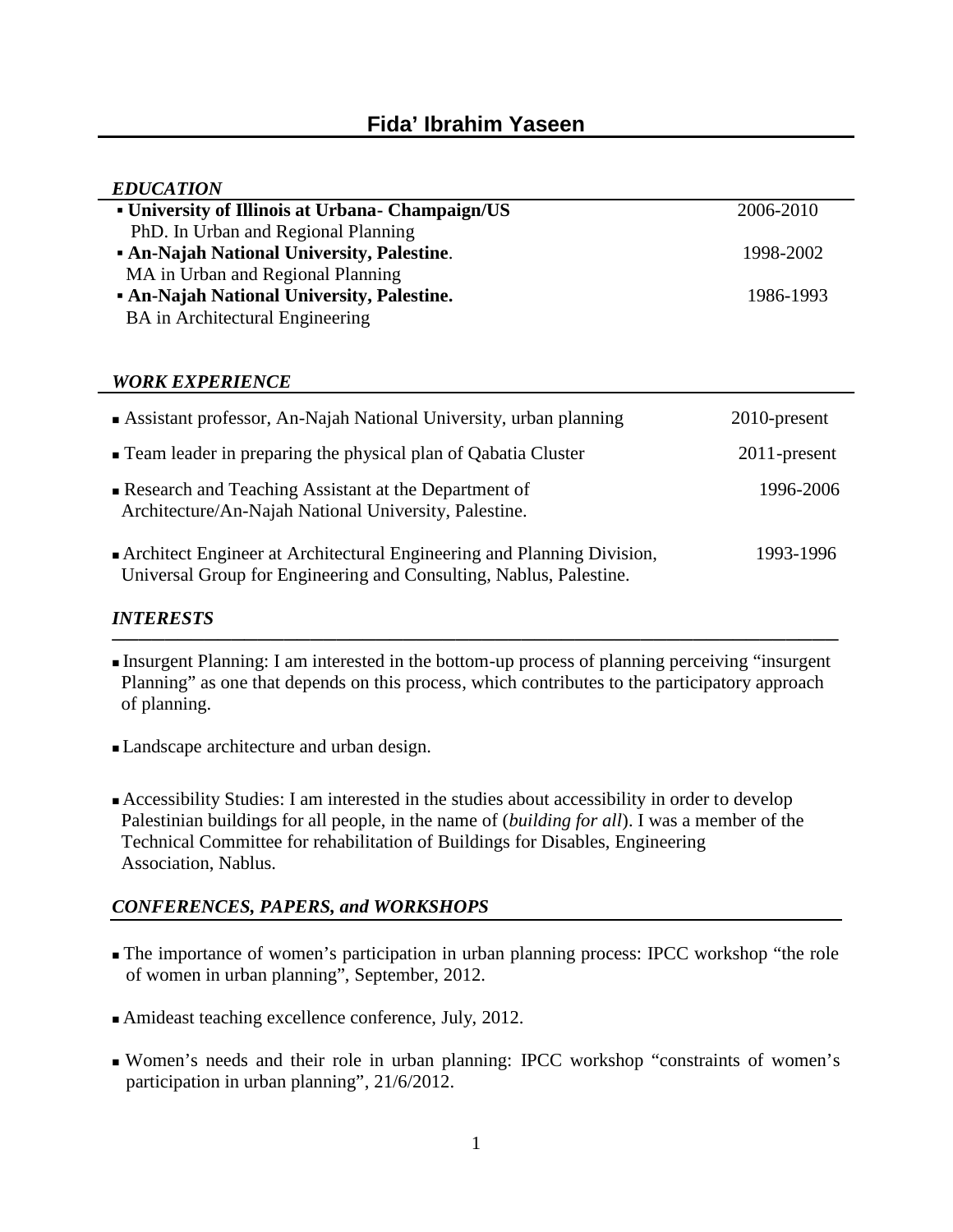# Fida' Ibrahim Yaseen

## *EDUCATION*

- **University of Illinois at Urbana- Champaign/US** — 2006-2010
  PhD. In Urban and Regional Planning
- **An-Najah National University, Palestine**. — 1998-2002
  MA in Urban and Regional Planning
- **An-Najah National University, Palestine.** — 1986-1993
  BA in Architectural Engineering

## *WORK EXPERIENCE*

- Assistant professor, An-Najah National University, urban planning — 2010-present
- Team leader in preparing the physical plan of Qabatia Cluster — 2011-present
- Research and Teaching Assistant at the Department of Architecture/An-Najah National University, Palestine. — 1996-2006
- Architect Engineer at Architectural Engineering and Planning Division, Universal Group for Engineering and Consulting, Nablus, Palestine. — 1993-1996

## *INTERESTS*

- Insurgent Planning: I am interested in the bottom-up process of planning perceiving "insurgent Planning" as one that depends on this process, which contributes to the participatory approach of planning.
- Landscape architecture and urban design.
- Accessibility Studies: I am interested in the studies about accessibility in order to develop Palestinian buildings for all people, in the name of (*building for all*). I was a member of the Technical Committee for rehabilitation of Buildings for Disables, Engineering Association, Nablus.

## *CONFERENCES, PAPERS, and WORKSHOPS*

- The importance of women's participation in urban planning process: IPCC workshop "the role of women in urban planning", September, 2012.
- Amideast teaching excellence conference, July, 2012.
- Women's needs and their role in urban planning: IPCC workshop "constraints of women's participation in urban planning", 21/6/2012.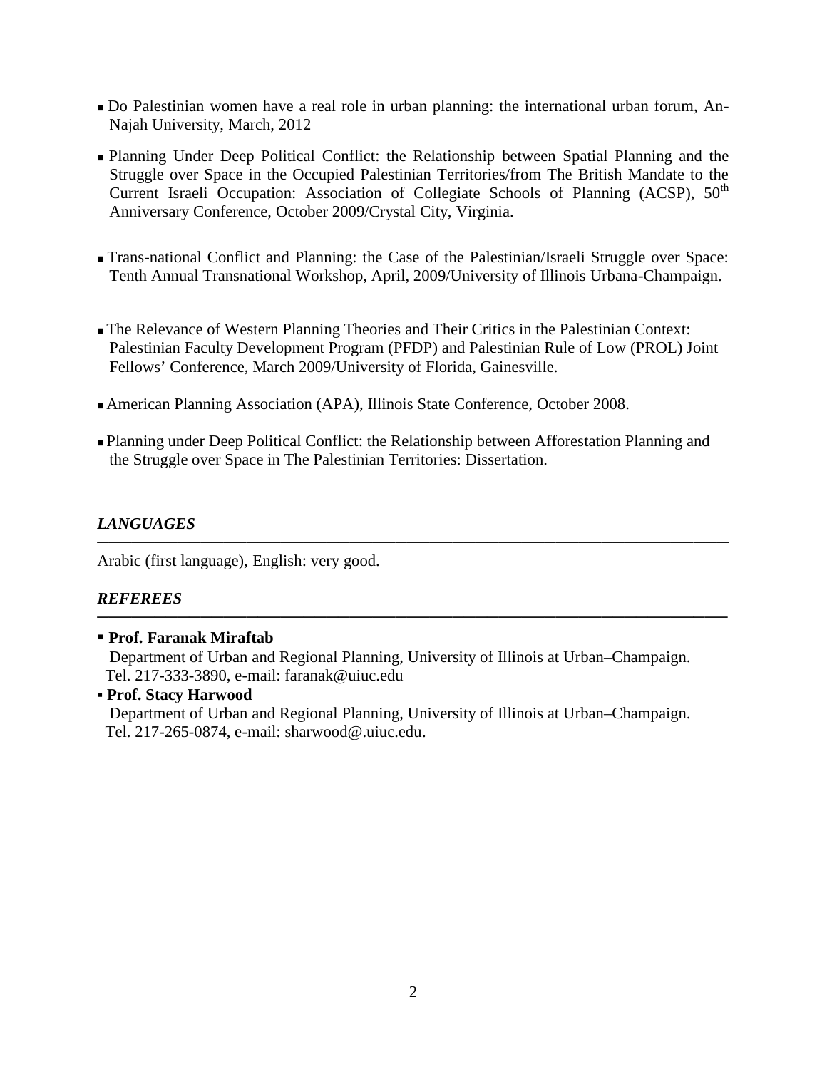- Do Palestinian women have a real role in urban planning: the international urban forum, An-Najah University, March, 2012

- Planning Under Deep Political Conflict: the Relationship between Spatial Planning and the Struggle over Space in the Occupied Palestinian Territories/from The British Mandate to the Current Israeli Occupation: Association of Collegiate Schools of Planning (ACSP), 50th Anniversary Conference, October 2009/Crystal City, Virginia.

- Trans-national Conflict and Planning: the Case of the Palestinian/Israeli Struggle over Space: Tenth Annual Transnational Workshop, April, 2009/University of Illinois Urbana-Champaign.

- The Relevance of Western Planning Theories and Their Critics in the Palestinian Context: Palestinian Faculty Development Program (PFDP) and Palestinian Rule of Low (PROL) Joint Fellows' Conference, March 2009/University of Florida, Gainesville.

- American Planning Association (APA), Illinois State Conference, October 2008.

- Planning under Deep Political Conflict: the Relationship between Afforestation Planning and the Struggle over Space in The Palestinian Territories: Dissertation.

## *LANGUAGES*

Arabic (first language), English: very good.

## *REFEREES*

- **Prof. Faranak Miraftab**
  Department of Urban and Regional Planning, University of Illinois at Urban–Champaign.
  Tel. 217-333-3890, e-mail: faranak@uiuc.edu
- **Prof. Stacy Harwood**
  Department of Urban and Regional Planning, University of Illinois at Urban–Champaign.
  Tel. 217-265-0874, e-mail: sharwood@.uiuc.edu.